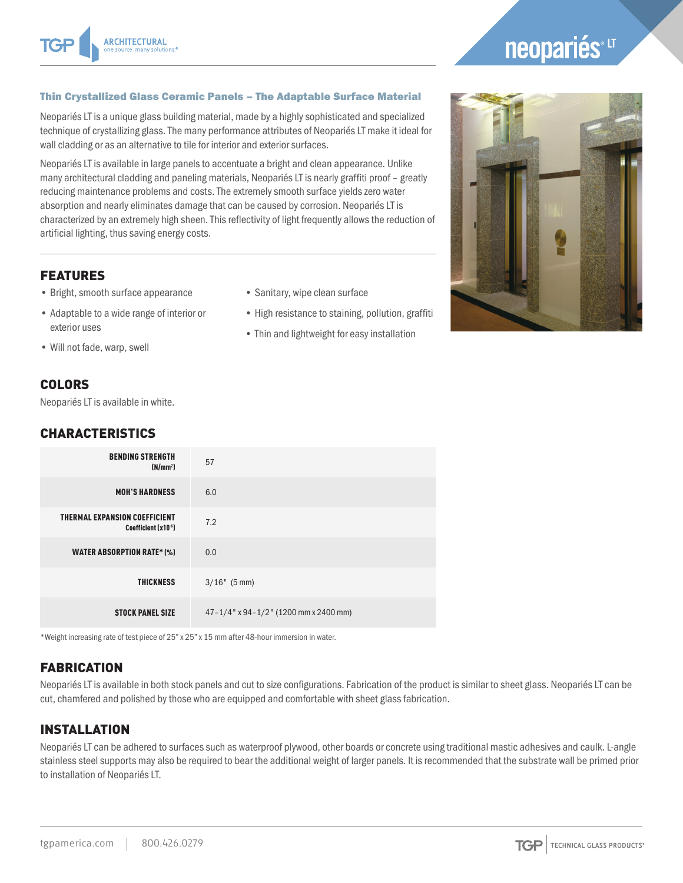# neopariés® LT

## Thin Crystallized Glass Ceramic Panels – The Adaptable Surface Material

Neopariés LT is a unique glass building material, made by a highly sophisticated and specialized technique of crystallizing glass. The many performance attributes of Neopariés LT make it ideal for wall cladding or as an alternative to tile for interior and exterior surfaces.

Neopariés LT is available in large panels to accentuate a bright and clean appearance. Unlike many architectural cladding and paneling materials, Neopariés LT is nearly graffiti proof – greatly reducing maintenance problems and costs. The extremely smooth surface yields zero water absorption and nearly eliminates damage that can be caused by corrosion. Neopariés LT is characterized by an extremely high sheen. This reflectivity of light frequently allows the reduction of artificial lighting, thus saving energy costs.

## FEATURES

- Bright, smooth surface appearance
- Adaptable to a wide range of interior or exterior uses
- Will not fade, warp, swell
- Sanitary, wipe clean surface
- High resistance to staining, pollution, graffiti
- Thin and lightweight for easy installation

## COLORS

Neopariés LT is available in white.

## CHARACTERISTICS

| | |
|---|---|
| **BENDING STRENGTH** (N/mm²) | 57 |
| **MOH'S HARDNESS** | 6.0 |
| **THERMAL EXPANSION COEFFICIENT** Coefficient ($x10^{-6}$) | 7.2 |
| **WATER ABSORPTION RATE* (%)** | 0.0 |
| **THICKNESS** | 3/16" (5 mm) |
| **STOCK PANEL SIZE** | 47-1/4" x 94-1/2" (1200 mm x 2400 mm) |

*Weight increasing rate of test piece of 25" x 25" x 15 mm after 48-hour immersion in water.

## FABRICATION

Neopariés LT is available in both stock panels and cut to size configurations. Fabrication of the product is similar to sheet glass. Neopariés LT can be cut, chamfered and polished by those who are equipped and comfortable with sheet glass fabrication.

## INSTALLATION

Neopariés LT can be adhered to surfaces such as waterproof plywood, other boards or concrete using traditional mastic adhesives and caulk. L-angle stainless steel supports may also be required to bear the additional weight of larger panels. It is recommended that the substrate wall be primed prior to installation of Neopariés LT.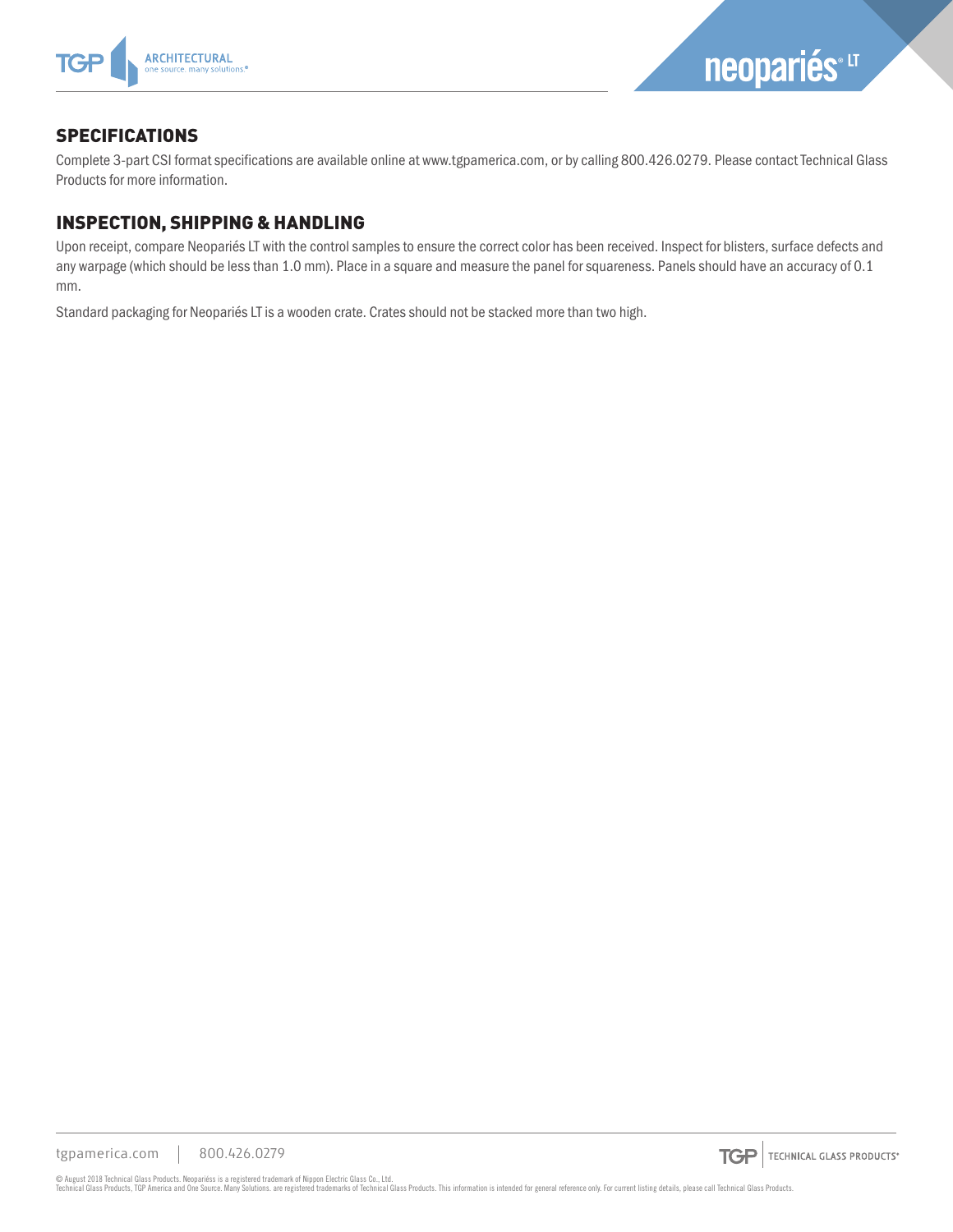## SPECIFICATIONS

Complete 3-part CSI format specifications are available online at www.tgpamerica.com, or by calling 800.426.0279. Please contact Technical Glass Products for more information.

## INSPECTION, SHIPPING & HANDLING

Upon receipt, compare Neopariés LT with the control samples to ensure the correct color has been received. Inspect for blisters, surface defects and any warpage (which should be less than 1.0 mm). Place in a square and measure the panel for squareness. Panels should have an accuracy of 0.1 mm.

Standard packaging for Neopariés LT is a wooden crate. Crates should not be stacked more than two high.

© August 2018 Technical Glass Products. Neopariés is a registered trademark of Nippon Electric Glass Co., Ltd.
Technical Glass Products, TGP America and One Source. Many Solutions. are registered trademarks of Technical Glass Products. This information is intended for general reference only. For current listing details, please call Technical Glass Products.